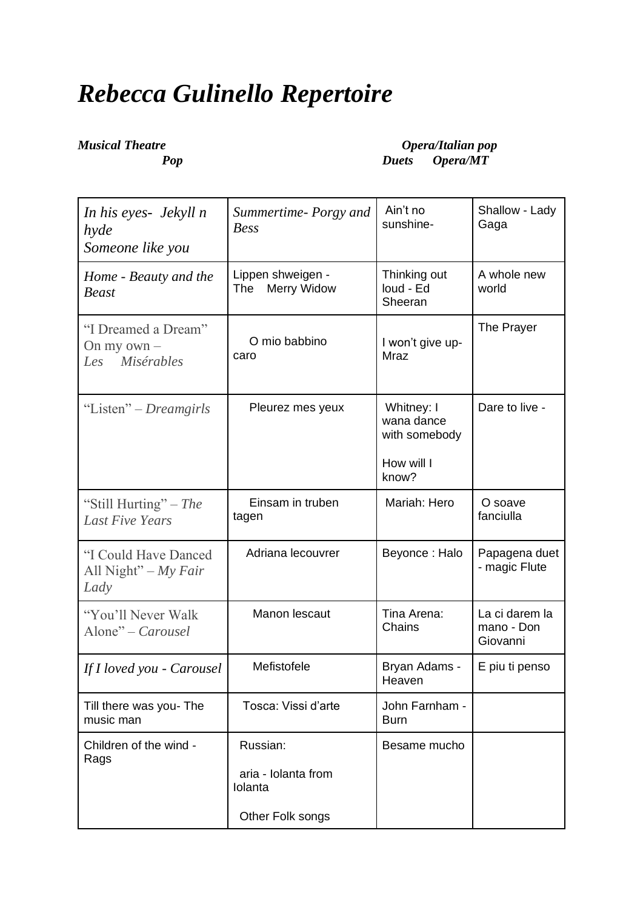# *Rebecca Gulinello Repertoire*

***Musical Theatre*** ***Opera/Italian pop***
***Pop*** ***Duets*** ***Opera/MT***

| | | | |
|---|---|---|---|
| *In his eyes- Jekyll n hyde*<br>*Someone like you* | *Summertime- Porgy and Bess* | Ain't no sunshine- | Shallow - Lady Gaga |
| *Home - Beauty and the Beast* | Lippen shweigen - The Merry Widow | Thinking out loud - Ed Sheeran | A whole new world |
| "I Dreamed a Dream"<br>On my own –<br>*Les Misérables* | O mio babbino caro | I won't give up- Mraz | The Prayer |
| "Listen" – *Dreamgirls* | Pleurez mes yeux | Whitney: I wana dance with somebody<br><br>How will I know? | Dare to live - |
| "Still Hurting" – *The Last Five Years* | Einsam in truben tagen | Mariah: Hero | O soave fanciulla |
| "I Could Have Danced All Night" – *My Fair Lady* | Adriana lecouvrer | Beyonce : Halo | Papagena duet - magic Flute |
| "You'll Never Walk Alone" – *Carousel* | Manon lescaut | Tina Arena: Chains | La ci darem la mano - Don Giovanni |
| *If I loved you - Carousel* | Mefistofele | Bryan Adams - Heaven | E piu ti penso |
| Till there was you- The music man | Tosca: Vissi d'arte | John Farnham - Burn | |
| Children of the wind - Rags | Russian:<br><br>aria - Iolanta from Iolanta<br><br>Other Folk songs | Besame mucho | |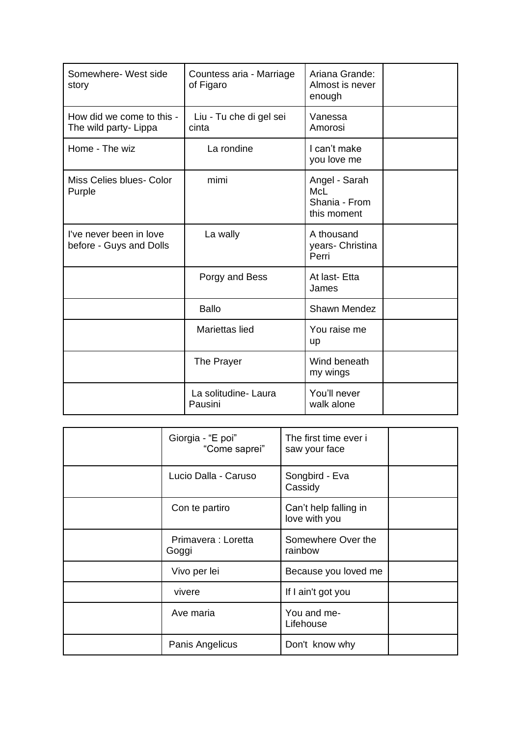| Somewhere- West side story | Countess aria - Marriage of Figaro | Ariana Grande: Almost is never enough | |
|---|---|---|---|
| How did we come to this - The wild party- Lippa | Liu - Tu che di gel sei cinta | Vanessa Amorosi | |
| Home - The wiz | La rondine | I can't make you love me | |
| Miss Celies blues- Color Purple | mimi | Angel - Sarah McL<br>Shania - From this moment | |
| I've never been in love before - Guys and Dolls | La wally | A thousand years- Christina Perri | |
| | Porgy and Bess | At last- Etta James | |
| | Ballo | Shawn Mendez | |
| | Mariettas lied | You raise me up | |
| | The Prayer | Wind beneath my wings | |
| | La solitudine- Laura Pausini | You'll never walk alone | |

| | Giorgia - "E poi"<br>"Come saprei" | The first time ever i saw your face | |
|---|---|---|---|
| | Lucio Dalla - Caruso | Songbird - Eva Cassidy | |
| | Con te partiro | Can't help falling in love with you | |
| | Primavera : Loretta Goggi | Somewhere Over the rainbow | |
| | Vivo per lei | Because you loved me | |
| | vivere | If I ain't got you | |
| | Ave maria | You and me- Lifehouse | |
| | Panis Angelicus | Don't know why | |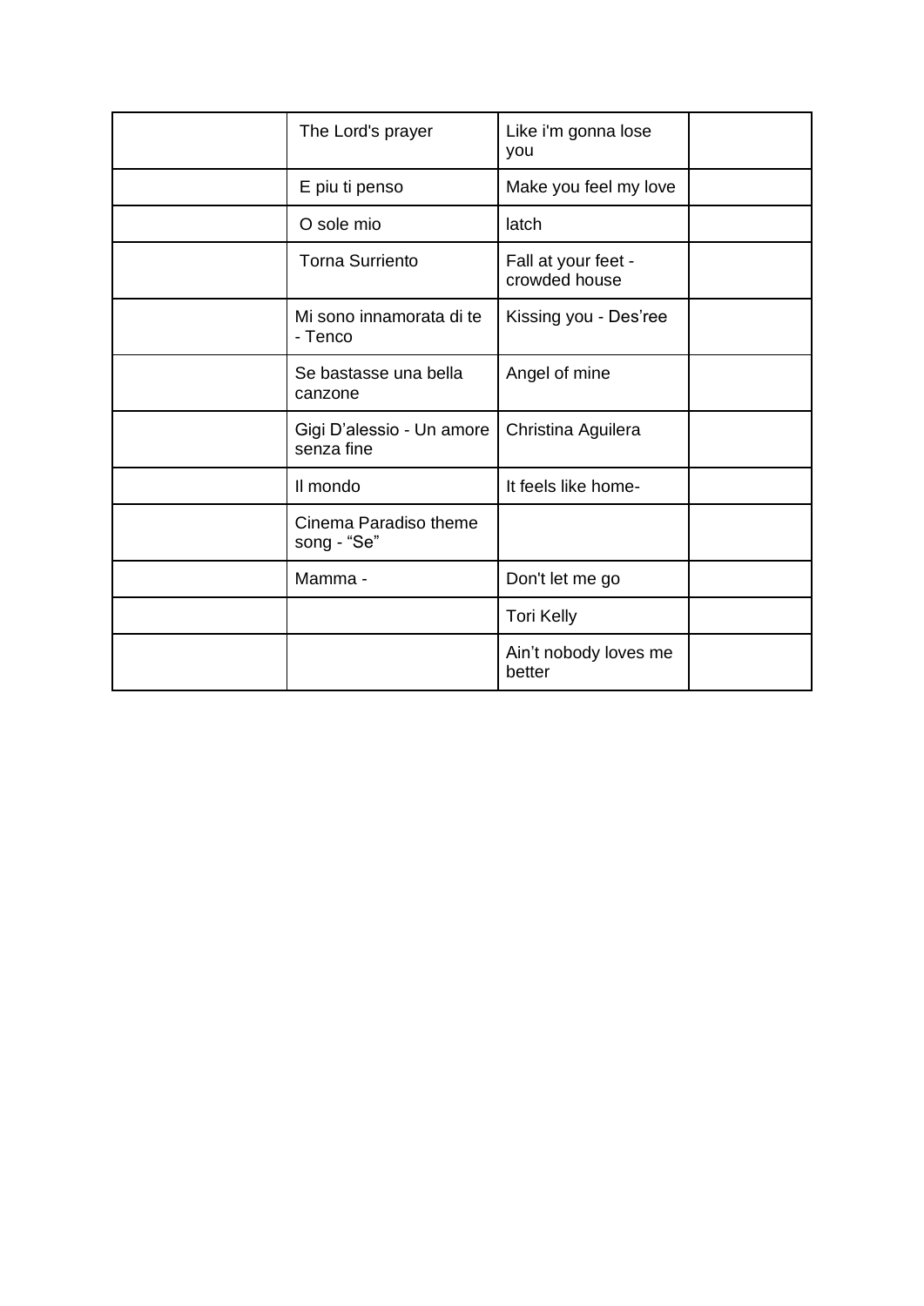| | | | |
|---|---|---|---|
| | The Lord's prayer | Like i'm gonna lose you | |
| | E piu ti penso | Make you feel my love | |
| | O sole mio | latch | |
| | Torna Surriento | Fall at your feet - crowded house | |
| | Mi sono innamorata di te - Tenco | Kissing you - Des'ree | |
| | Se bastasse una bella canzone | Angel of mine | |
| | Gigi D'alessio - Un amore senza fine | Christina Aguilera | |
| | Il mondo | It feels like home- | |
| | Cinema Paradiso theme song - "Se" | | |
| | Mamma - | Don't let me go | |
| | | Tori Kelly | |
| | | Ain't nobody loves me better | |